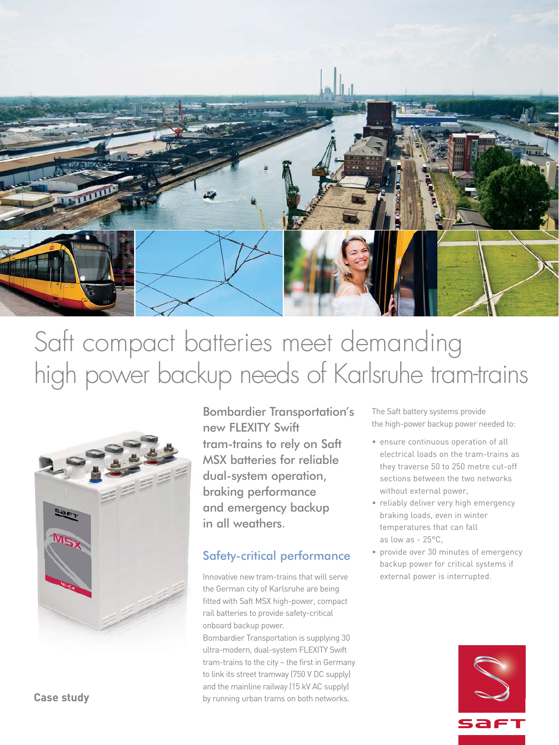# Saft compact batteries meet demanding high power backup needs of Karlsruhe tram-trains

Bombardier Transportation's new FLEXITY Swift tram-trains to rely on Saft MSX batteries for reliable dual-system operation, braking performance and emergency backup in all weathers.

## Safety-critical performance

Innovative new tram-trains that will serve the German city of Karlsruhe are being fitted with Saft MSX high-power, compact rail batteries to provide safety-critical onboard backup power.

Bombardier Transportation is supplying 30 ultra-modern, dual-system FLEXITY Swift tram-trains to the city – the first in Germany to link its street tramway (750 V DC supply) and the mainline railway (15 kV AC supply) by running urban trams on both networks.

The Saft battery systems provide the high-power backup power needed to:

- ensure continuous operation of all electrical loads on the tram-trains as they traverse 50 to 250 metre cut-off sections between the two networks without external power,
- reliably deliver very high emergency braking loads, even in winter temperatures that can fall as low as - 25°C,
- provide over 30 minutes of emergency backup power for critical systems if external power is interrupted.

**Case study**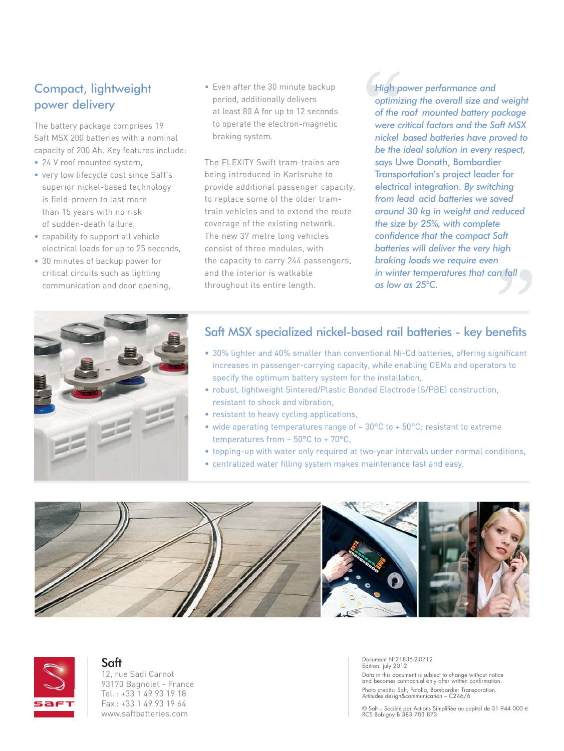## Compact, lightweight power delivery

The battery package comprises 19 Saft MSX 200 batteries with a nominal capacity of 200 Ah. Key features include:

- 24 V roof mounted system,
- very low lifecycle cost since Saft's superior nickel-based technology is field-proven to last more than 15 years with no risk of sudden-death failure,
- capability to support all vehicle electrical loads for up to 25 seconds,
- 30 minutes of backup power for critical circuits such as lighting communication and door opening,
- Even after the 30 minute backup period, additionally delivers at least 80 A for up to 12 seconds to operate the electron-magnetic braking system.

The FLEXITY Swift tram-trains are being introduced in Karlsruhe to provide additional passenger capacity, to replace some of the older tram-train vehicles and to extend the route coverage of the existing network. The new 37 metre long vehicles consist of three modules, with the capacity to carry 244 passengers, and the interior is walkable throughout its entire length.

> *High power performance and optimizing the overall size and weight of the roof mounted battery package were critical factors and the Saft MSX nickel based batteries have proved to be the ideal solution in every respect,* says Uwe Donath, Bombardier Transportation's project leader for electrical integration. *By switching from lead acid batteries we saved around 30 kg in weight and reduced the size by 25%, with complete confidence that the compact Saft batteries will deliver the very high braking loads we require even in winter temperatures that can fall as low as 25°C.*

## Saft MSX specialized nickel-based rail batteries - key benefits

- 30% lighter and 40% smaller than conventional Ni-Cd batteries, offering significant increases in passenger-carrying capacity, while enabling OEMs and operators to specify the optimum battery system for the installation,
- robust, lightweight Sintered/Plastic Bonded Electrode (S/PBE) construction, resistant to shock and vibration,
- resistant to heavy cycling applications,
- wide operating temperatures range of – 30°C to + 50°C; resistant to extreme temperatures from – 50°C to + 70°C,
- topping-up with water only required at two-year intervals under normal conditions,
- centralized water filling system makes maintenance fast and easy.

**Saft**
12, rue Sadi Carnot
93170 Bagnolet - France
Tel. : +33 1 49 93 19 18
Fax : +33 1 49 93 19 64
www.saftbatteries.com

Document N°21835-2-0712
Edition: july 2012

Data in this document is subject to change without notice and becomes contractual only after written confirmation.

Photo credits: Saft, Fotolia, Bombardier Transporation.
Attitudes design&communication – C246/6

© Saft – Société par Actions Simplifiée au capital de 31 944 000 €
RCS Bobigny B 383 703 873